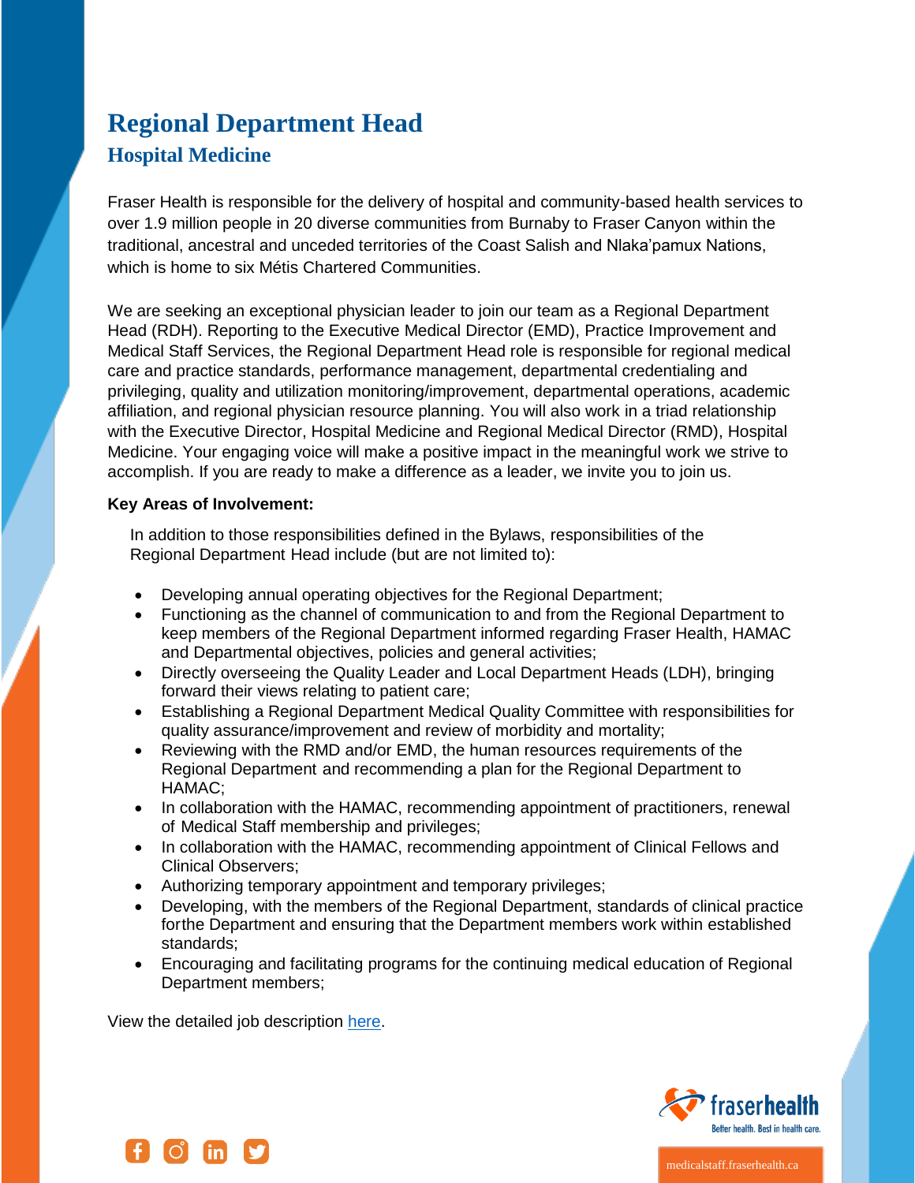# Regional Department Head

## Hospital Medicine

Fraser Health is responsible for the delivery of hospital and community-based health services to over 1.9 million people in 20 diverse communities from Burnaby to Fraser Canyon within the traditional, ancestral and unceded territories of the Coast Salish and Nlaka'pamux Nations, which is home to six Métis Chartered Communities.

We are seeking an exceptional physician leader to join our team as a Regional Department Head (RDH). Reporting to the Executive Medical Director (EMD), Practice Improvement and Medical Staff Services, the Regional Department Head role is responsible for regional medical care and practice standards, performance management, departmental credentialing and privileging, quality and utilization monitoring/improvement, departmental operations, academic affiliation, and regional physician resource planning. You will also work in a triad relationship with the Executive Director, Hospital Medicine and Regional Medical Director (RMD), Hospital Medicine. Your engaging voice will make a positive impact in the meaningful work we strive to accomplish. If you are ready to make a difference as a leader, we invite you to join us.

**Key Areas of Involvement:**

In addition to those responsibilities defined in the Bylaws, responsibilities of the Regional Department Head include (but are not limited to):

- Developing annual operating objectives for the Regional Department;
- Functioning as the channel of communication to and from the Regional Department to keep members of the Regional Department informed regarding Fraser Health, HAMAC and Departmental objectives, policies and general activities;
- Directly overseeing the Quality Leader and Local Department Heads (LDH), bringing forward their views relating to patient care;
- Establishing a Regional Department Medical Quality Committee with responsibilities for quality assurance/improvement and review of morbidity and mortality;
- Reviewing with the RMD and/or EMD, the human resources requirements of the Regional Department and recommending a plan for the Regional Department to HAMAC;
- In collaboration with the HAMAC, recommending appointment of practitioners, renewal of Medical Staff membership and privileges;
- In collaboration with the HAMAC, recommending appointment of Clinical Fellows and Clinical Observers;
- Authorizing temporary appointment and temporary privileges;
- Developing, with the members of the Regional Department, standards of clinical practice forthe Department and ensuring that the Department members work within established standards;
- Encouraging and facilitating programs for the continuing medical education of Regional Department members;

View the detailed job description here.

fraserhealth
Better health. Best in health care.

medicalstaff.fraserhealth.ca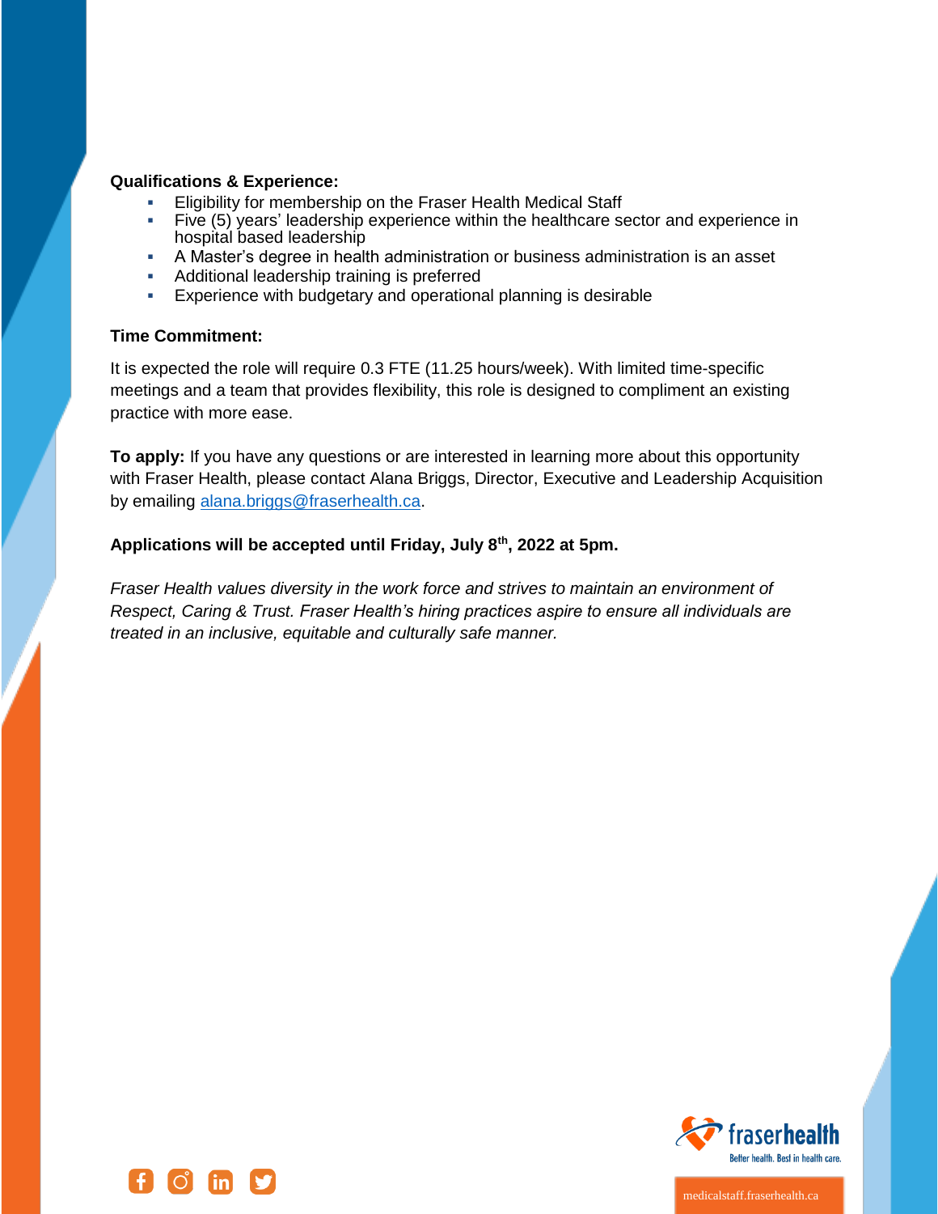**Qualifications & Experience:**

- Eligibility for membership on the Fraser Health Medical Staff
- Five (5) years' leadership experience within the healthcare sector and experience in hospital based leadership
- A Master's degree in health administration or business administration is an asset
- Additional leadership training is preferred
- Experience with budgetary and operational planning is desirable

**Time Commitment:**

It is expected the role will require 0.3 FTE (11.25 hours/week). With limited time-specific meetings and a team that provides flexibility, this role is designed to compliment an existing practice with more ease.

**To apply:** If you have any questions or are interested in learning more about this opportunity with Fraser Health, please contact Alana Briggs, Director, Executive and Leadership Acquisition by emailing alana.briggs@fraserhealth.ca.

**Applications will be accepted until Friday, July 8th, 2022 at 5pm.**

*Fraser Health values diversity in the work force and strives to maintain an environment of Respect, Caring & Trust. Fraser Health's hiring practices aspire to ensure all individuals are treated in an inclusive, equitable and culturally safe manner.*

fraserhealth
Better health. Best in health care.

medicalstaff.fraserhealth.ca